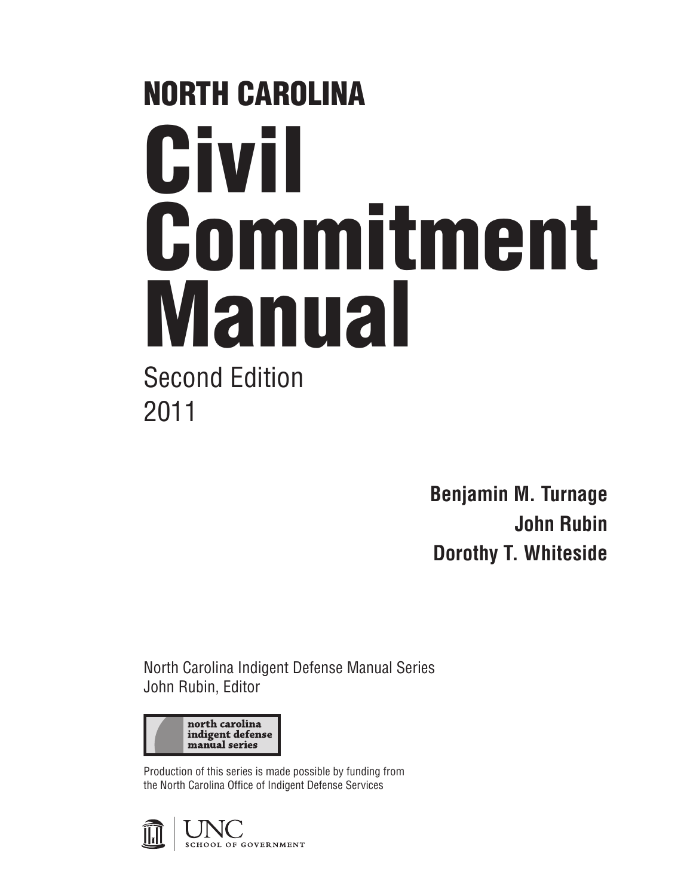# NORTH CAROLINA

# Civil Commitment Manual

Second Edition
2011

**Benjamin M. Turnage**
**John Rubin**
**Dorothy T. Whiteside**

North Carolina Indigent Defense Manual Series
John Rubin, Editor

north carolina
indigent defense
manual series

Production of this series is made possible by funding from the North Carolina Office of Indigent Defense Services

UNC
SCHOOL OF GOVERNMENT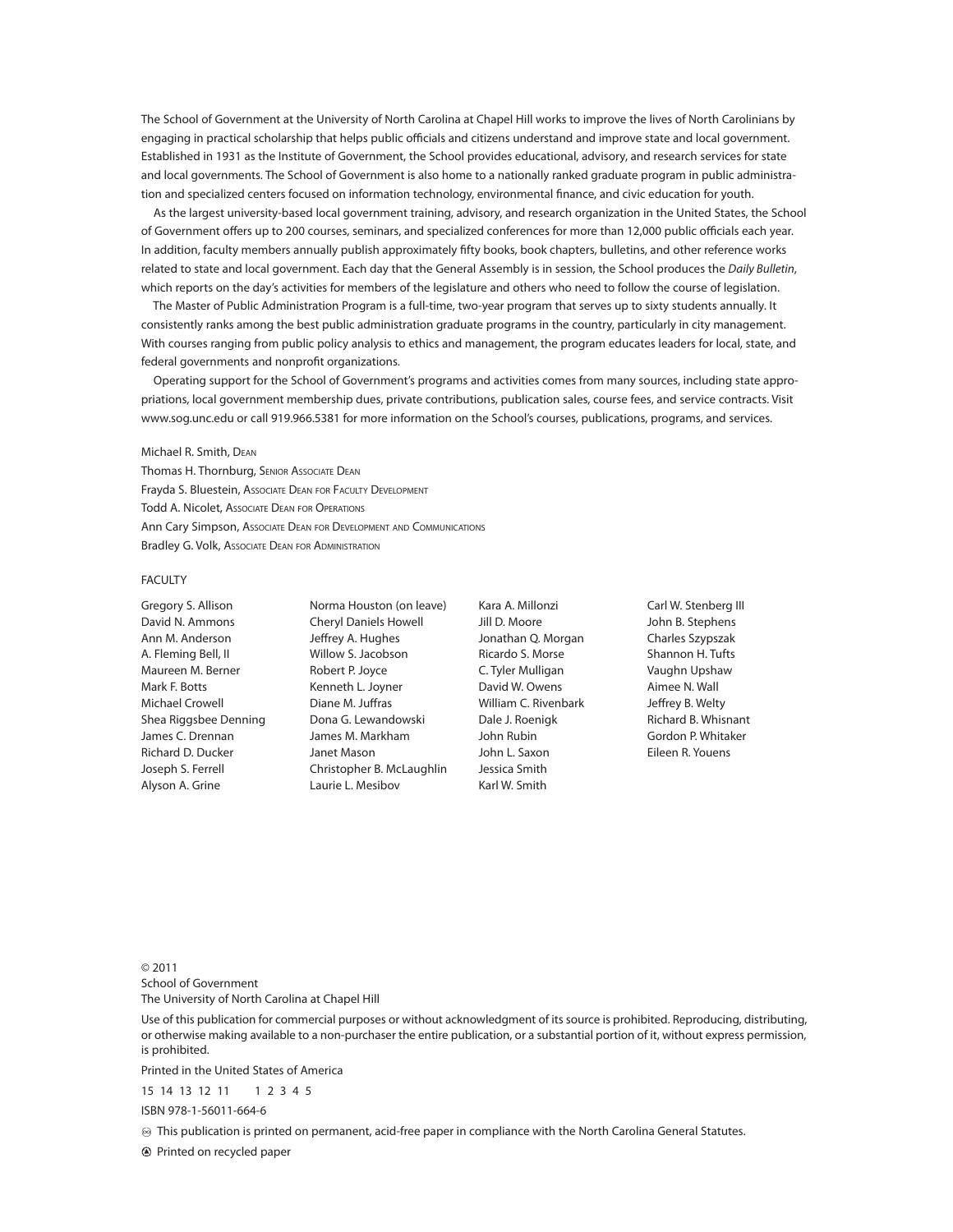The School of Government at the University of North Carolina at Chapel Hill works to improve the lives of North Carolinians by engaging in practical scholarship that helps public officials and citizens understand and improve state and local government. Established in 1931 as the Institute of Government, the School provides educational, advisory, and research services for state and local governments. The School of Government is also home to a nationally ranked graduate program in public administration and specialized centers focused on information technology, environmental finance, and civic education for youth.

As the largest university-based local government training, advisory, and research organization in the United States, the School of Government offers up to 200 courses, seminars, and specialized conferences for more than 12,000 public officials each year. In addition, faculty members annually publish approximately fifty books, book chapters, bulletins, and other reference works related to state and local government. Each day that the General Assembly is in session, the School produces the *Daily Bulletin*, which reports on the day's activities for members of the legislature and others who need to follow the course of legislation.

The Master of Public Administration Program is a full-time, two-year program that serves up to sixty students annually. It consistently ranks among the best public administration graduate programs in the country, particularly in city management. With courses ranging from public policy analysis to ethics and management, the program educates leaders for local, state, and federal governments and nonprofit organizations.

Operating support for the School of Government's programs and activities comes from many sources, including state appropriations, local government membership dues, private contributions, publication sales, course fees, and service contracts. Visit www.sog.unc.edu or call 919.966.5381 for more information on the School's courses, publications, programs, and services.

Michael R. Smith, Dean
Thomas H. Thornburg, Senior Associate Dean
Frayda S. Bluestein, Associate Dean for Faculty Development
Todd A. Nicolet, Associate Dean for Operations
Ann Cary Simpson, Associate Dean for Development and Communications
Bradley G. Volk, Associate Dean for Administration

FACULTY

Gregory S. Allison
David N. Ammons
Ann M. Anderson
A. Fleming Bell, II
Maureen M. Berner
Mark F. Botts
Michael Crowell
Shea Riggsbee Denning
James C. Drennan
Richard D. Ducker
Joseph S. Ferrell
Alyson A. Grine
Norma Houston (on leave)
Cheryl Daniels Howell
Jeffrey A. Hughes
Willow S. Jacobson
Robert P. Joyce
Kenneth L. Joyner
Diane M. Juffras
Dona G. Lewandowski
James M. Markham
Janet Mason
Christopher B. McLaughlin
Laurie L. Mesibov
Kara A. Millonzi
Jill D. Moore
Jonathan Q. Morgan
Ricardo S. Morse
C. Tyler Mulligan
David W. Owens
William C. Rivenbark
Dale J. Roenigk
John Rubin
John L. Saxon
Jessica Smith
Karl W. Smith
Carl W. Stenberg III
John B. Stephens
Charles Szypszak
Shannon H. Tufts
Vaughn Upshaw
Aimee N. Wall
Jeffrey B. Welty
Richard B. Whisnant
Gordon P. Whitaker
Eileen R. Youens

© 2011
School of Government
The University of North Carolina at Chapel Hill

Use of this publication for commercial purposes or without acknowledgment of its source is prohibited. Reproducing, distributing, or otherwise making available to a non-purchaser the entire publication, or a substantial portion of it, without express permission, is prohibited.

Printed in the United States of America

15 14 13 12 11     1 2 3 4 5

ISBN 978-1-56011-664-6

♾ This publication is printed on permanent, acid-free paper in compliance with the North Carolina General Statutes.

♻ Printed on recycled paper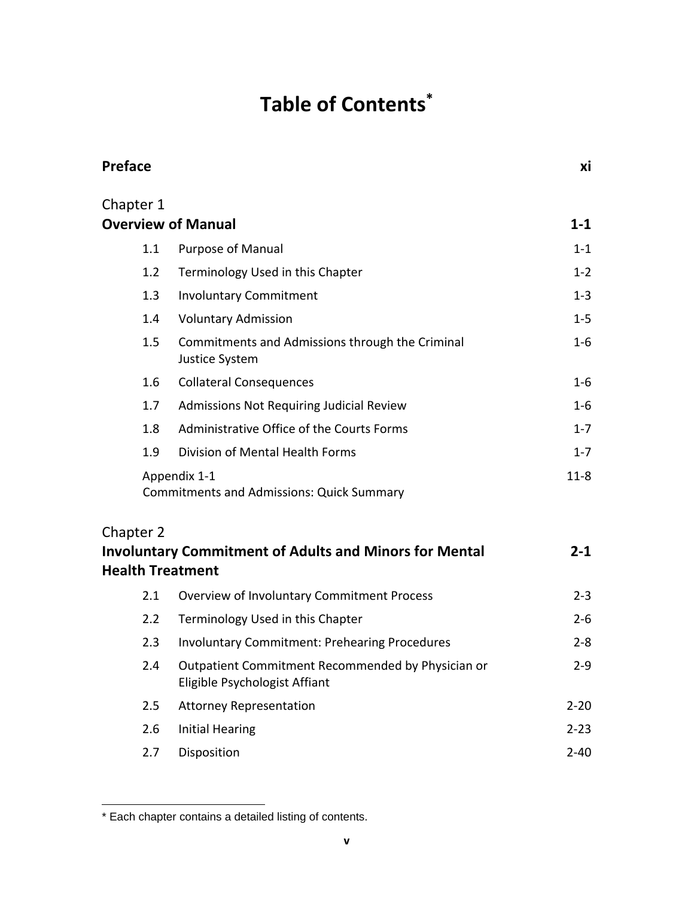# Table of Contents[*]

| | | |
|---|---|---|
| **Preface** | | **xi** |
| Chapter 1<br>**Overview of Manual** | | **1-1** |
| 1.1 | Purpose of Manual | 1-1 |
| 1.2 | Terminology Used in this Chapter | 1-2 |
| 1.3 | Involuntary Commitment | 1-3 |
| 1.4 | Voluntary Admission | 1-5 |
| 1.5 | Commitments and Admissions through the Criminal Justice System | 1-6 |
| 1.6 | Collateral Consequences | 1-6 |
| 1.7 | Admissions Not Requiring Judicial Review | 1-6 |
| 1.8 | Administrative Office of the Courts Forms | 1-7 |
| 1.9 | Division of Mental Health Forms | 1-7 |
| Appendix 1-1<br>Commitments and Admissions: Quick Summary | | 11-8 |
| Chapter 2<br>**Involuntary Commitment of Adults and Minors for Mental Health Treatment** | | **2-1** |
| 2.1 | Overview of Involuntary Commitment Process | 2-3 |
| 2.2 | Terminology Used in this Chapter | 2-6 |
| 2.3 | Involuntary Commitment: Prehearing Procedures | 2-8 |
| 2.4 | Outpatient Commitment Recommended by Physician or Eligible Psychologist Affiant | 2-9 |
| 2.5 | Attorney Representation | 2-20 |
| 2.6 | Initial Hearing | 2-23 |
| 2.7 | Disposition | 2-40 |

[*] Each chapter contains a detailed listing of contents.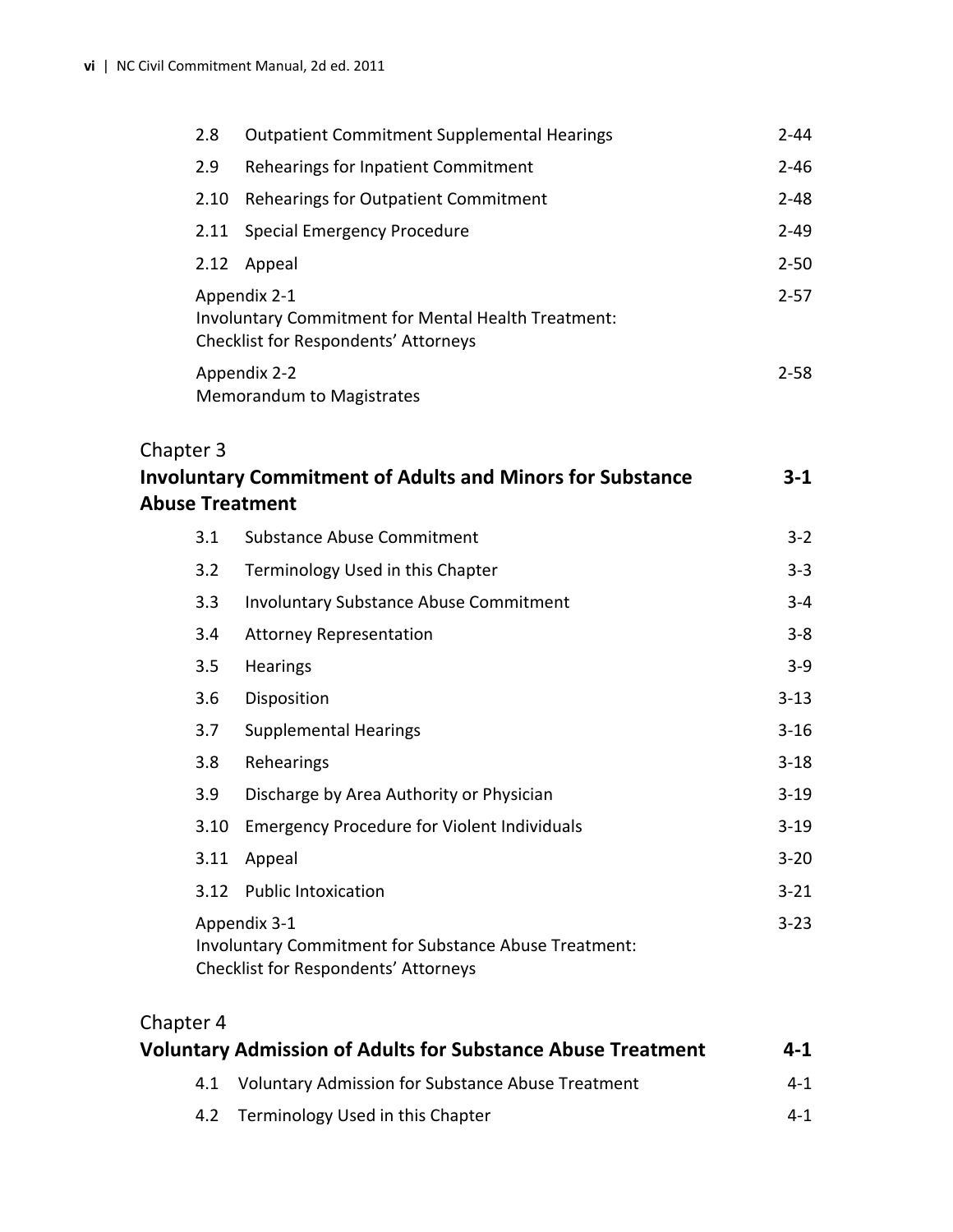| | | |
|---|---|---|
| 2.8 | Outpatient Commitment Supplemental Hearings | 2-44 |
| 2.9 | Rehearings for Inpatient Commitment | 2-46 |
| 2.10 | Rehearings for Outpatient Commitment | 2-48 |
| 2.11 | Special Emergency Procedure | 2-49 |
| 2.12 | Appeal | 2-50 |
| | Appendix 2-1<br>Involuntary Commitment for Mental Health Treatment: Checklist for Respondents' Attorneys | 2-57 |
| | Appendix 2-2<br>Memorandum to Magistrates | 2-58 |

Chapter 3
## Involuntary Commitment of Adults and Minors for Substance Abuse Treatment — 3-1

| | | |
|---|---|---|
| 3.1 | Substance Abuse Commitment | 3-2 |
| 3.2 | Terminology Used in this Chapter | 3-3 |
| 3.3 | Involuntary Substance Abuse Commitment | 3-4 |
| 3.4 | Attorney Representation | 3-8 |
| 3.5 | Hearings | 3-9 |
| 3.6 | Disposition | 3-13 |
| 3.7 | Supplemental Hearings | 3-16 |
| 3.8 | Rehearings | 3-18 |
| 3.9 | Discharge by Area Authority or Physician | 3-19 |
| 3.10 | Emergency Procedure for Violent Individuals | 3-19 |
| 3.11 | Appeal | 3-20 |
| 3.12 | Public Intoxication | 3-21 |
| | Appendix 3-1<br>Involuntary Commitment for Substance Abuse Treatment: Checklist for Respondents' Attorneys | 3-23 |

Chapter 4
## Voluntary Admission of Adults for Substance Abuse Treatment — 4-1

| | | |
|---|---|---|
| 4.1 | Voluntary Admission for Substance Abuse Treatment | 4-1 |
| 4.2 | Terminology Used in this Chapter | 4-1 |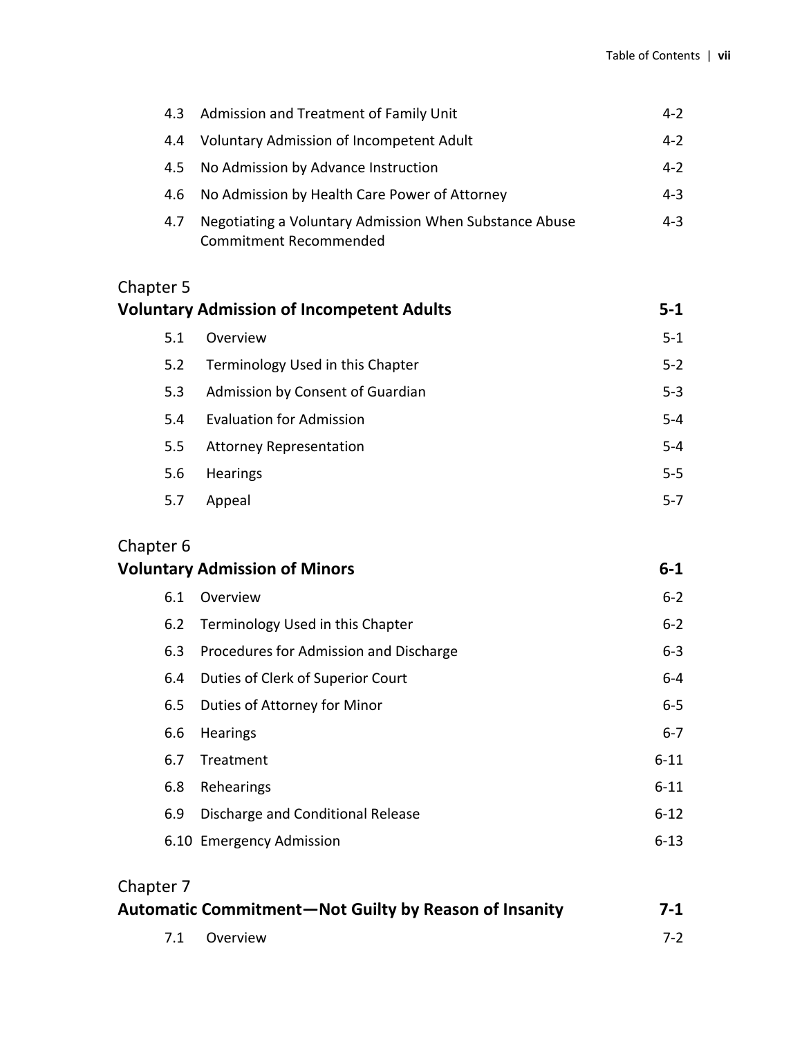| | | |
|---|---|---|
| 4.3 | Admission and Treatment of Family Unit | 4-2 |
| 4.4 | Voluntary Admission of Incompetent Adult | 4-2 |
| 4.5 | No Admission by Advance Instruction | 4-2 |
| 4.6 | No Admission by Health Care Power of Attorney | 4-3 |
| 4.7 | Negotiating a Voluntary Admission When Substance Abuse Commitment Recommended | 4-3 |

Chapter 5
**Voluntary Admission of Incompetent Adults** 5-1

| | | |
|---|---|---|
| 5.1 | Overview | 5-1 |
| 5.2 | Terminology Used in this Chapter | 5-2 |
| 5.3 | Admission by Consent of Guardian | 5-3 |
| 5.4 | Evaluation for Admission | 5-4 |
| 5.5 | Attorney Representation | 5-4 |
| 5.6 | Hearings | 5-5 |
| 5.7 | Appeal | 5-7 |

Chapter 6
**Voluntary Admission of Minors** 6-1

| | | |
|---|---|---|
| 6.1 | Overview | 6-2 |
| 6.2 | Terminology Used in this Chapter | 6-2 |
| 6.3 | Procedures for Admission and Discharge | 6-3 |
| 6.4 | Duties of Clerk of Superior Court | 6-4 |
| 6.5 | Duties of Attorney for Minor | 6-5 |
| 6.6 | Hearings | 6-7 |
| 6.7 | Treatment | 6-11 |
| 6.8 | Rehearings | 6-11 |
| 6.9 | Discharge and Conditional Release | 6-12 |
| 6.10 | Emergency Admission | 6-13 |

Chapter 7
**Automatic Commitment—Not Guilty by Reason of Insanity** 7-1

| | | |
|---|---|---|
| 7.1 | Overview | 7-2 |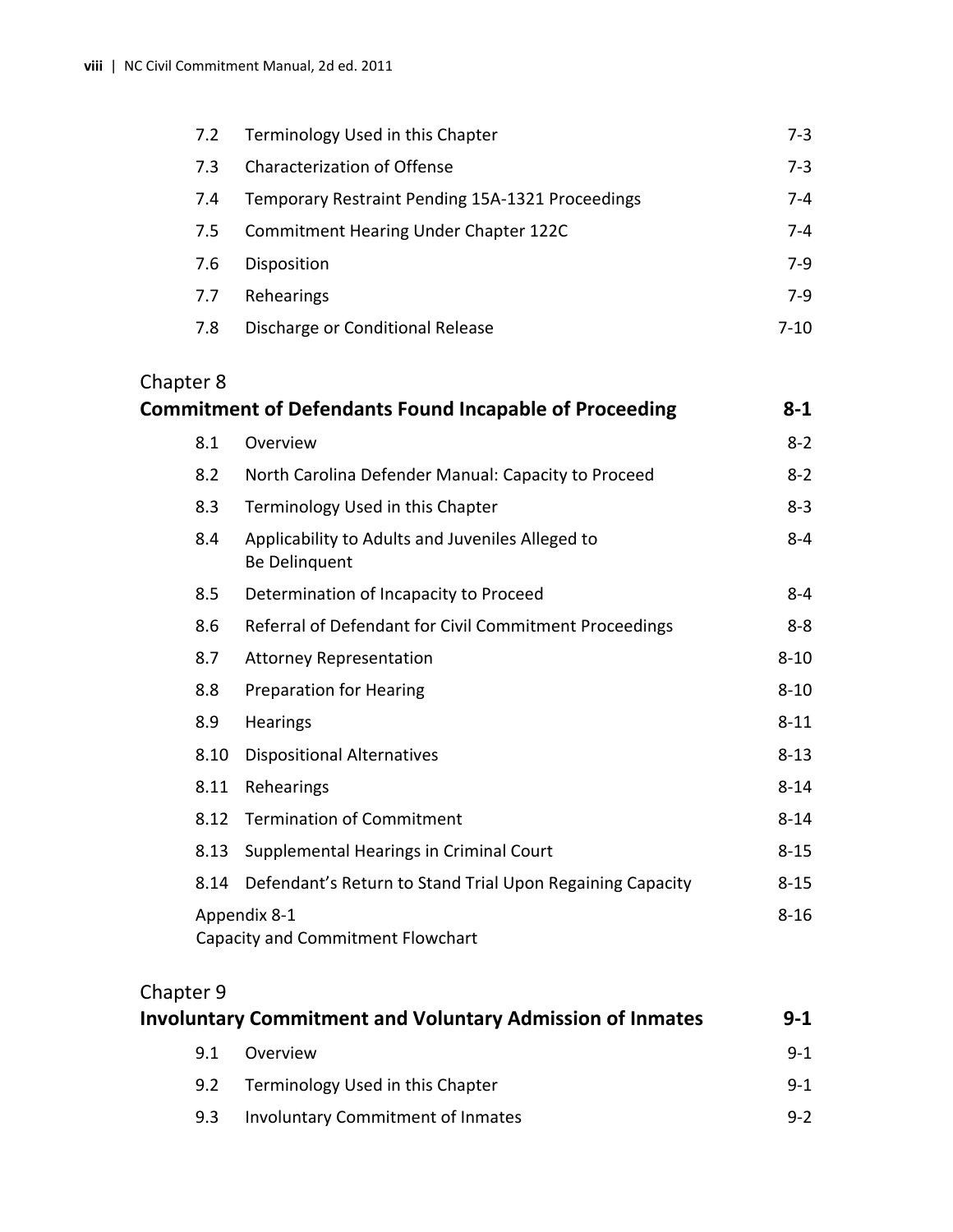| | | |
|---|---|---|
| 7.2 | Terminology Used in this Chapter | 7-3 |
| 7.3 | Characterization of Offense | 7-3 |
| 7.4 | Temporary Restraint Pending 15A-1321 Proceedings | 7-4 |
| 7.5 | Commitment Hearing Under Chapter 122C | 7-4 |
| 7.6 | Disposition | 7-9 |
| 7.7 | Rehearings | 7-9 |
| 7.8 | Discharge or Conditional Release | 7-10 |

## Chapter 8
## **Commitment of Defendants Found Incapable of Proceeding** **8-1**

| | | |
|---|---|---|
| 8.1 | Overview | 8-2 |
| 8.2 | North Carolina Defender Manual: Capacity to Proceed | 8-2 |
| 8.3 | Terminology Used in this Chapter | 8-3 |
| 8.4 | Applicability to Adults and Juveniles Alleged to Be Delinquent | 8-4 |
| 8.5 | Determination of Incapacity to Proceed | 8-4 |
| 8.6 | Referral of Defendant for Civil Commitment Proceedings | 8-8 |
| 8.7 | Attorney Representation | 8-10 |
| 8.8 | Preparation for Hearing | 8-10 |
| 8.9 | Hearings | 8-11 |
| 8.10 | Dispositional Alternatives | 8-13 |
| 8.11 | Rehearings | 8-14 |
| 8.12 | Termination of Commitment | 8-14 |
| 8.13 | Supplemental Hearings in Criminal Court | 8-15 |
| 8.14 | Defendant's Return to Stand Trial Upon Regaining Capacity | 8-15 |
| Appendix 8-1 | Capacity and Commitment Flowchart | 8-16 |

## Chapter 9
## **Involuntary Commitment and Voluntary Admission of Inmates** **9-1**

| | | |
|---|---|---|
| 9.1 | Overview | 9-1 |
| 9.2 | Terminology Used in this Chapter | 9-1 |
| 9.3 | Involuntary Commitment of Inmates | 9-2 |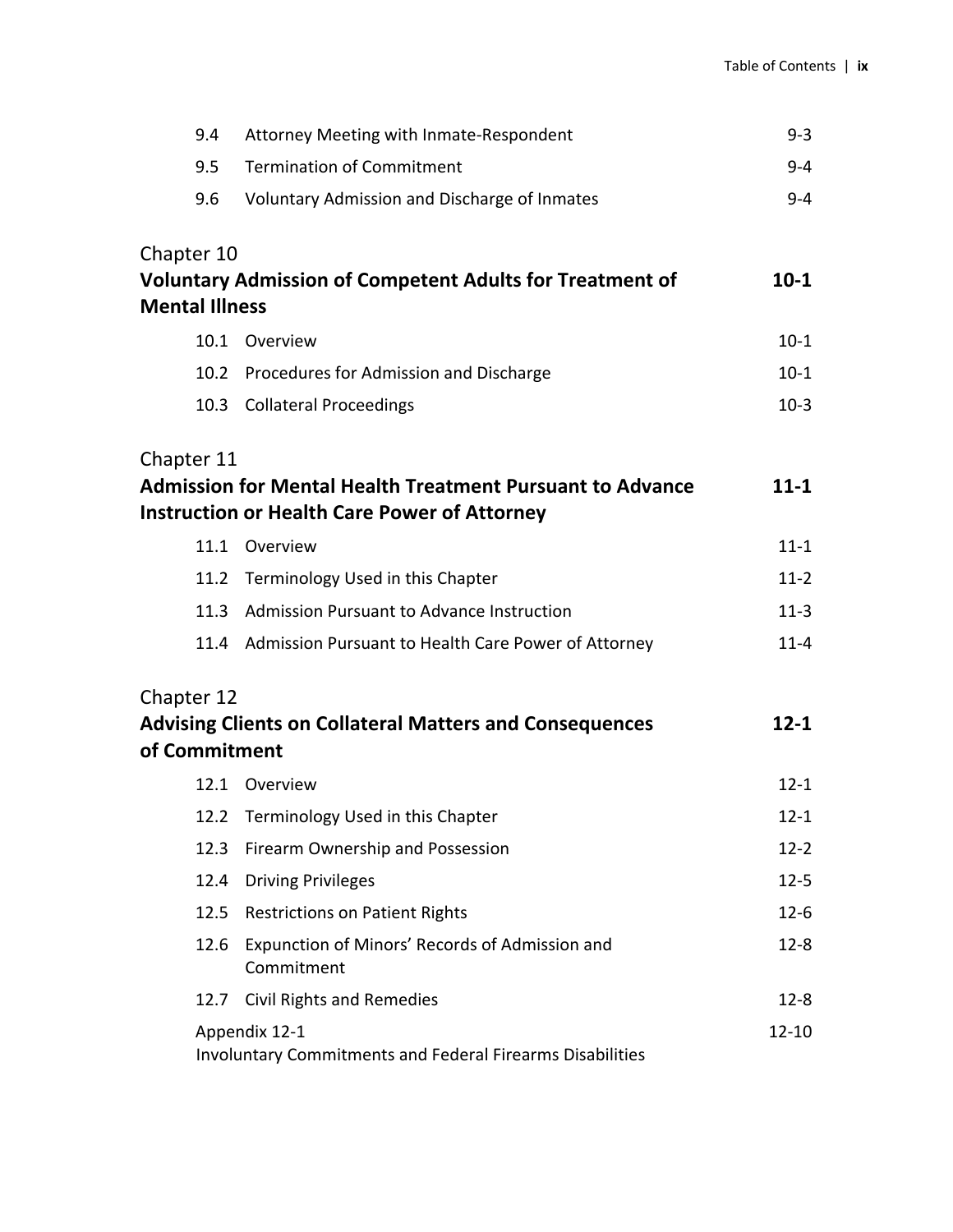| | | |
|---|---|---|
| 9.4 | Attorney Meeting with Inmate-Respondent | 9-3 |
| 9.5 | Termination of Commitment | 9-4 |
| 9.6 | Voluntary Admission and Discharge of Inmates | 9-4 |

Chapter 10
**Voluntary Admission of Competent Adults for Treatment of Mental Illness** **10-1**

| | | |
|---|---|---|
| 10.1 | Overview | 10-1 |
| 10.2 | Procedures for Admission and Discharge | 10-1 |
| 10.3 | Collateral Proceedings | 10-3 |

Chapter 11
**Admission for Mental Health Treatment Pursuant to Advance Instruction or Health Care Power of Attorney** **11-1**

| | | |
|---|---|---|
| 11.1 | Overview | 11-1 |
| 11.2 | Terminology Used in this Chapter | 11-2 |
| 11.3 | Admission Pursuant to Advance Instruction | 11-3 |
| 11.4 | Admission Pursuant to Health Care Power of Attorney | 11-4 |

Chapter 12
**Advising Clients on Collateral Matters and Consequences of Commitment** **12-1**

| | | |
|---|---|---|
| 12.1 | Overview | 12-1 |
| 12.2 | Terminology Used in this Chapter | 12-1 |
| 12.3 | Firearm Ownership and Possession | 12-2 |
| 12.4 | Driving Privileges | 12-5 |
| 12.5 | Restrictions on Patient Rights | 12-6 |
| 12.6 | Expunction of Minors' Records of Admission and Commitment | 12-8 |
| 12.7 | Civil Rights and Remedies | 12-8 |
| Appendix 12-1 | Involuntary Commitments and Federal Firearms Disabilities | 12-10 |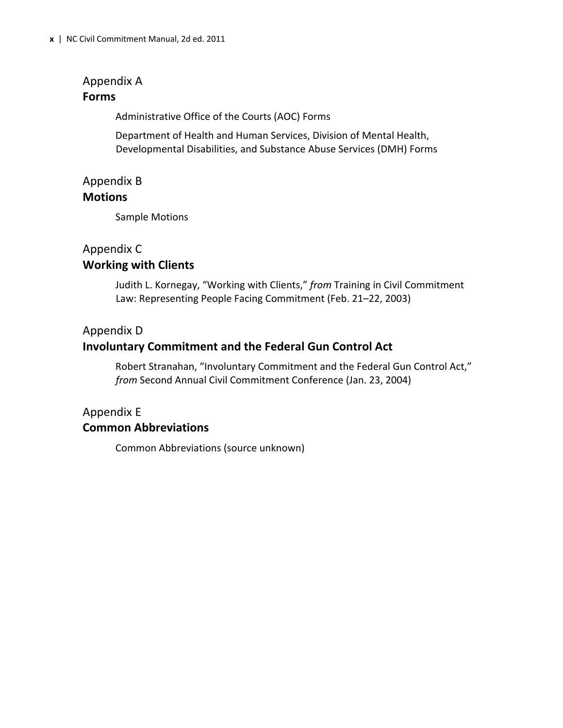## Appendix A
## **Forms**

Administrative Office of the Courts (AOC) Forms

Department of Health and Human Services, Division of Mental Health, Developmental Disabilities, and Substance Abuse Services (DMH) Forms

## Appendix B
## **Motions**

Sample Motions

## Appendix C
## **Working with Clients**

Judith L. Kornegay, "Working with Clients," *from* Training in Civil Commitment Law: Representing People Facing Commitment (Feb. 21–22, 2003)

## Appendix D
## **Involuntary Commitment and the Federal Gun Control Act**

Robert Stranahan, "Involuntary Commitment and the Federal Gun Control Act," *from* Second Annual Civil Commitment Conference (Jan. 23, 2004)

## Appendix E
## **Common Abbreviations**

Common Abbreviations (source unknown)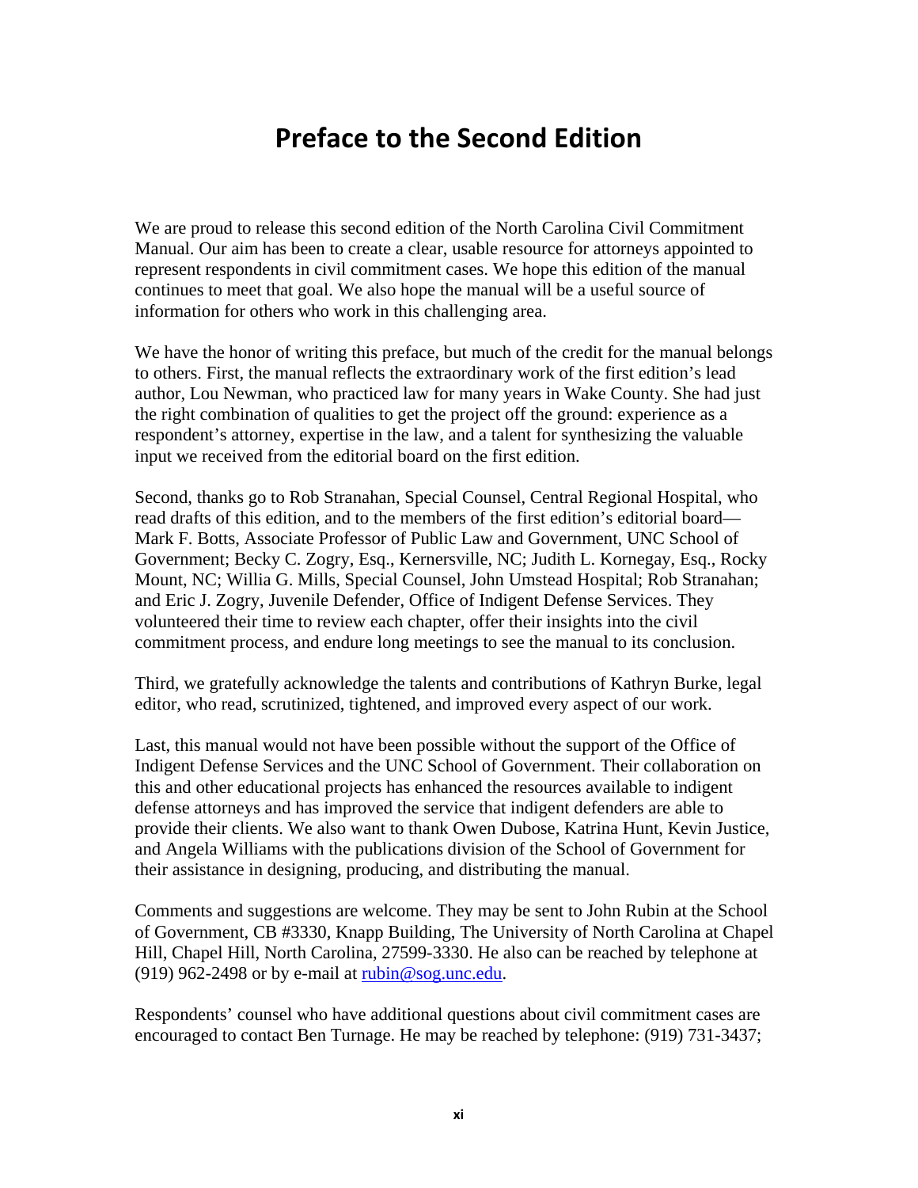# Preface to the Second Edition

We are proud to release this second edition of the North Carolina Civil Commitment Manual. Our aim has been to create a clear, usable resource for attorneys appointed to represent respondents in civil commitment cases. We hope this edition of the manual continues to meet that goal. We also hope the manual will be a useful source of information for others who work in this challenging area.

We have the honor of writing this preface, but much of the credit for the manual belongs to others. First, the manual reflects the extraordinary work of the first edition's lead author, Lou Newman, who practiced law for many years in Wake County. She had just the right combination of qualities to get the project off the ground: experience as a respondent's attorney, expertise in the law, and a talent for synthesizing the valuable input we received from the editorial board on the first edition.

Second, thanks go to Rob Stranahan, Special Counsel, Central Regional Hospital, who read drafts of this edition, and to the members of the first edition's editorial board—Mark F. Botts, Associate Professor of Public Law and Government, UNC School of Government; Becky C. Zogry, Esq., Kernersville, NC; Judith L. Kornegay, Esq., Rocky Mount, NC; Willia G. Mills, Special Counsel, John Umstead Hospital; Rob Stranahan; and Eric J. Zogry, Juvenile Defender, Office of Indigent Defense Services. They volunteered their time to review each chapter, offer their insights into the civil commitment process, and endure long meetings to see the manual to its conclusion.

Third, we gratefully acknowledge the talents and contributions of Kathryn Burke, legal editor, who read, scrutinized, tightened, and improved every aspect of our work.

Last, this manual would not have been possible without the support of the Office of Indigent Defense Services and the UNC School of Government. Their collaboration on this and other educational projects has enhanced the resources available to indigent defense attorneys and has improved the service that indigent defenders are able to provide their clients. We also want to thank Owen Dubose, Katrina Hunt, Kevin Justice, and Angela Williams with the publications division of the School of Government for their assistance in designing, producing, and distributing the manual.

Comments and suggestions are welcome. They may be sent to John Rubin at the School of Government, CB #3330, Knapp Building, The University of North Carolina at Chapel Hill, Chapel Hill, North Carolina, 27599-3330. He also can be reached by telephone at (919) 962-2498 or by e-mail at rubin@sog.unc.edu.

Respondents' counsel who have additional questions about civil commitment cases are encouraged to contact Ben Turnage. He may be reached by telephone: (919) 731-3437;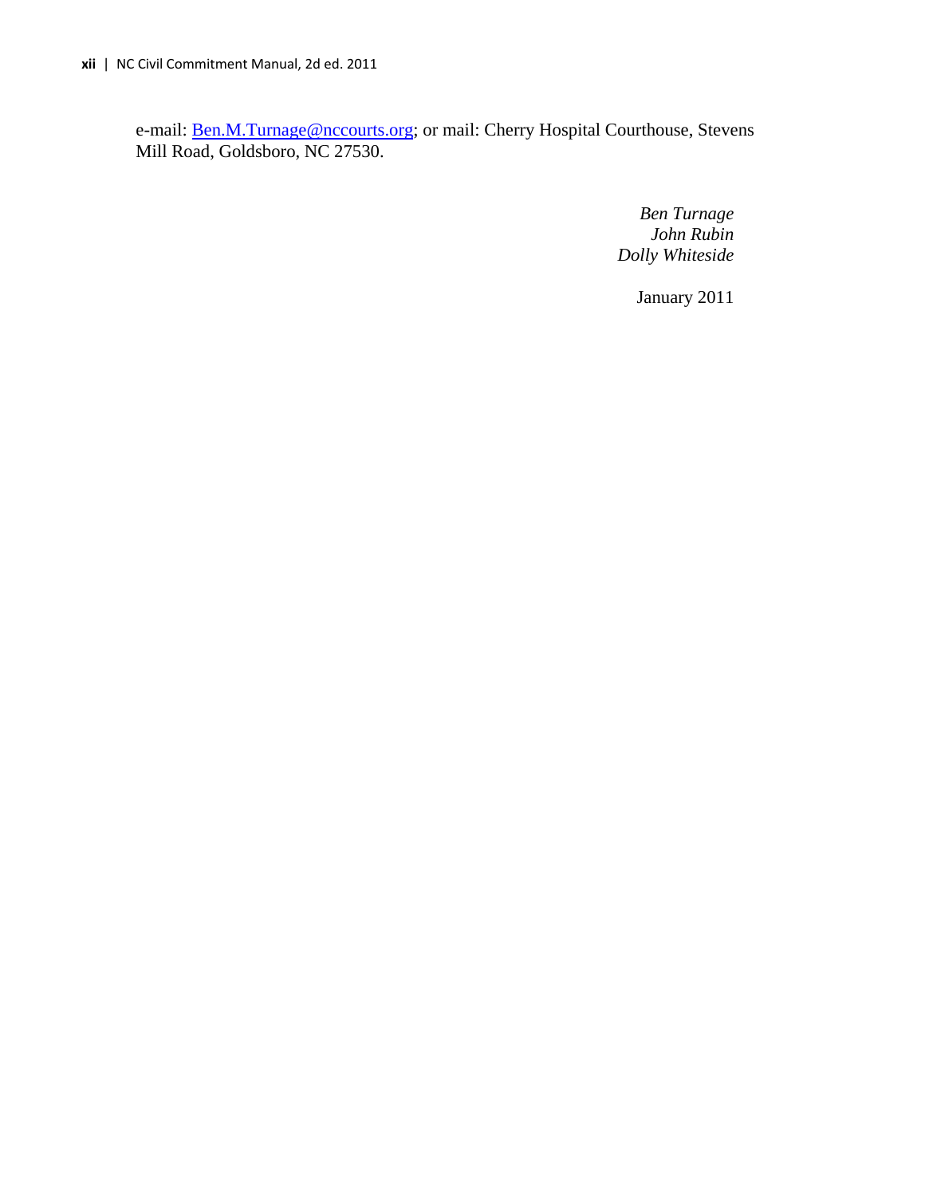e-mail: [Ben.M.Turnage@nccourts.org](mailto:Ben.M.Turnage@nccourts.org); or mail: Cherry Hospital Courthouse, Stevens Mill Road, Goldsboro, NC 27530.

*Ben Turnage*
*John Rubin*
*Dolly Whiteside*

January 2011